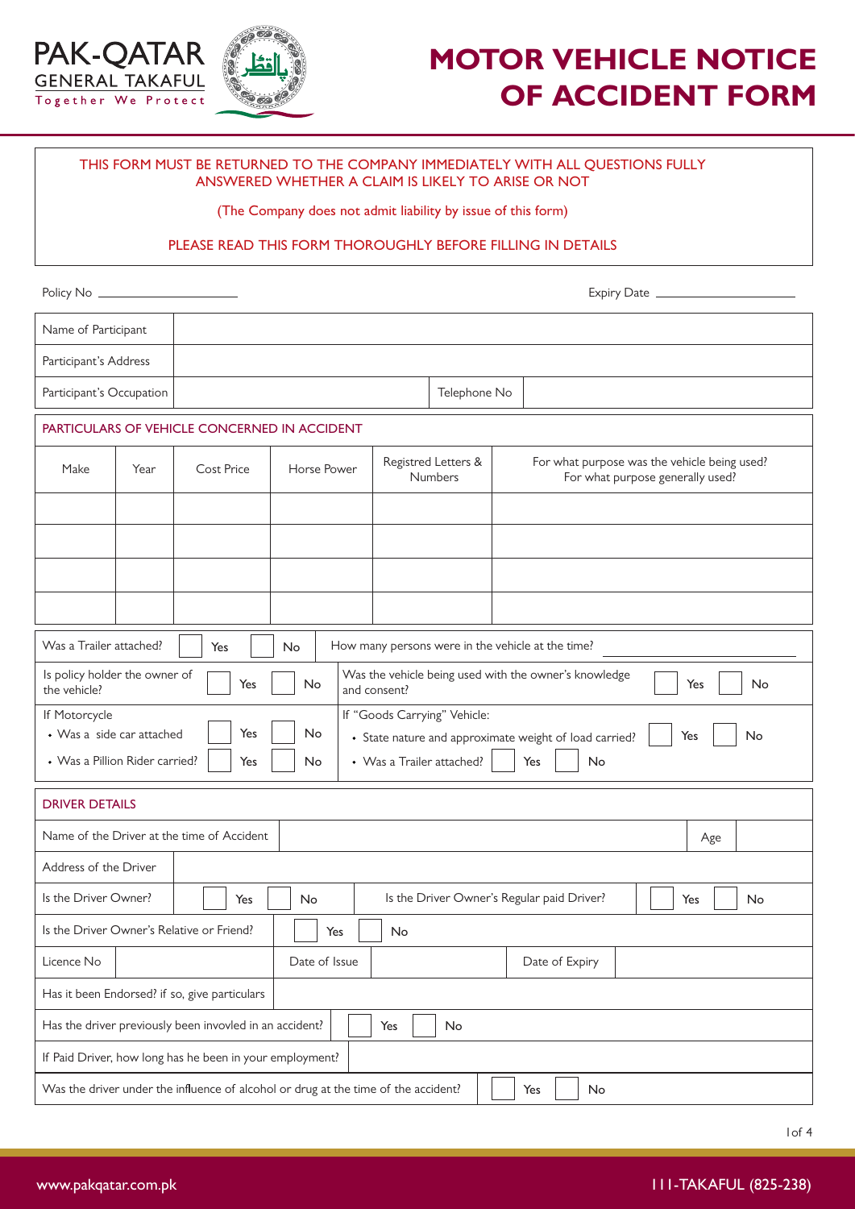PAK-QATAR GENERAL TAKAFUL
Together We Protect

# MOTOR VEHICLE NOTICE OF ACCIDENT FORM

THIS FORM MUST BE RETURNED TO THE COMPANY IMMEDIATELY WITH ALL QUESTIONS FULLY ANSWERED WHETHER A CLAIM IS LIKELY TO ARISE OR NOT

(The Company does not admit liability by issue of this form)

PLEASE READ THIS FORM THOROUGHLY BEFORE FILLING IN DETAILS

Policy No ____________________ Expiry Date ____________________

| | | | |
|---|---|---|---|
| Name of Participant | | | |
| Participant's Address | | | |
| Participant's Occupation | | Telephone No | |

## PARTICULARS OF VEHICLE CONCERNED IN ACCIDENT

| Make | Year | Cost Price | Horse Power | Registred Letters & Numbers | For what purpose was the vehicle being used? For what purpose generally used? |
|---|---|---|---|---|---|
| | | | | | |
| | | | | | |
| | | | | | |
| | | | | | |

Was a Trailer attached? ☐ Yes ☐ No

How many persons were in the vehicle at the time? ____________________

Is policy holder the owner of the vehicle? ☐ Yes ☐ No

Was the vehicle being used with the owner's knowledge and consent? ☐ Yes ☐ No

If Motorcycle
- Was a side car attached ☐ Yes ☐ No
- Was a Pillion Rider carried? ☐ Yes ☐ No

If "Goods Carrying" Vehicle:
- State nature and approximate weight of load carried? ☐ Yes ☐ No
- Was a Trailer attached? ☐ Yes ☐ No

## DRIVER DETAILS

| | | | |
|---|---|---|---|
| Name of the Driver at the time of Accident | | Age | |
| Address of the Driver | | | |
| Is the Driver Owner? | ☐ Yes ☐ No | Is the Driver Owner's Regular paid Driver? | ☐ Yes ☐ No |
| Is the Driver Owner's Relative or Friend? | ☐ Yes ☐ No | | |

| | | | | | |
|---|---|---|---|---|---|
| Licence No | | Date of Issue | | Date of Expiry | |

| | |
|---|---|
| Has it been Endorsed? if so, give particulars | |
| Has the driver previously been invovled in an accident? | ☐ Yes ☐ No |
| If Paid Driver, how long has he been in your employment? | |
| Was the driver under the influence of alcohol or drug at the time of the accident? | ☐ Yes ☐ No |

www.pakqatar.com.pk 111-TAKAFUL (825-238)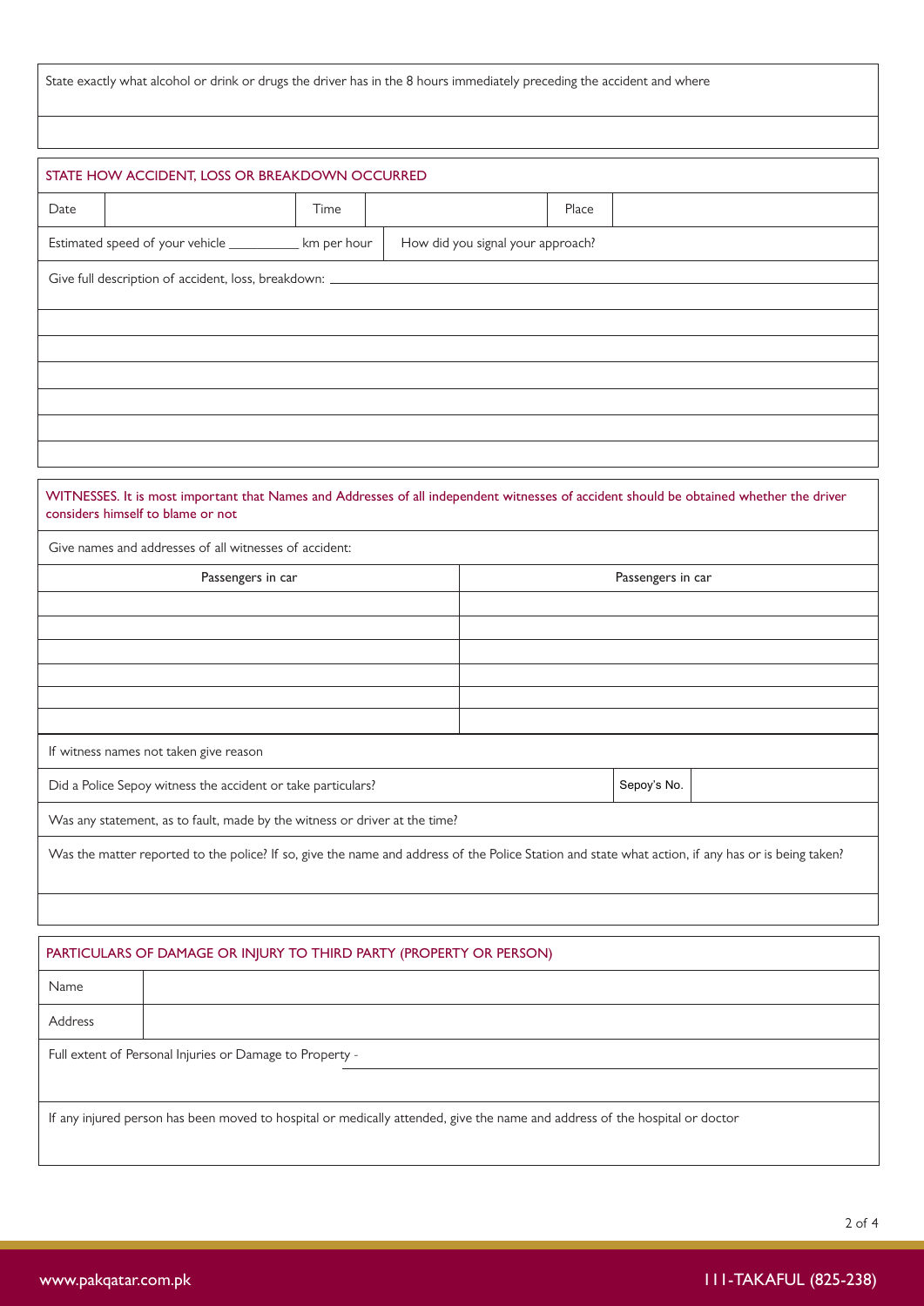State exactly what alcohol or drink or drugs the driver has in the 8 hours immediately preceding the accident and where

## STATE HOW ACCIDENT, LOSS OR BREAKDOWN OCCURRED

| Date | | Time | | Place | |
|---|---|---|---|---|---|

Estimated speed of your vehicle __________ km per hour | How did you signal your approach?

Give full description of accident, loss, breakdown: ____________________

## WITNESSES. It is most important that Names and Addresses of all independent witnesses of accident should be obtained whether the driver considers himself to blame or not

Give names and addresses of all witnesses of accident:

| Passengers in car | Passengers in car |
|---|---|
| | |
| | |
| | |
| | |
| | |
| | |

If witness names not taken give reason

| Did a Police Sepoy witness the accident or take particulars? | Sepoy's No. | |
|---|---|---|

Was any statement, as to fault, made by the witness or driver at the time?

Was the matter reported to the police? If so, give the name and address of the Police Station and state what action, if any has or is being taken?

## PARTICULARS OF DAMAGE OR INJURY TO THIRD PARTY (PROPERTY OR PERSON)

| Name | |
|---|---|
| Address | |

Full extent of Personal Injuries or Damage to Property - ____________________

If any injured person has been moved to hospital or medically attended, give the name and address of the hospital or doctor

www.pakqatar.com.pk | 111-TAKAFUL (825-238)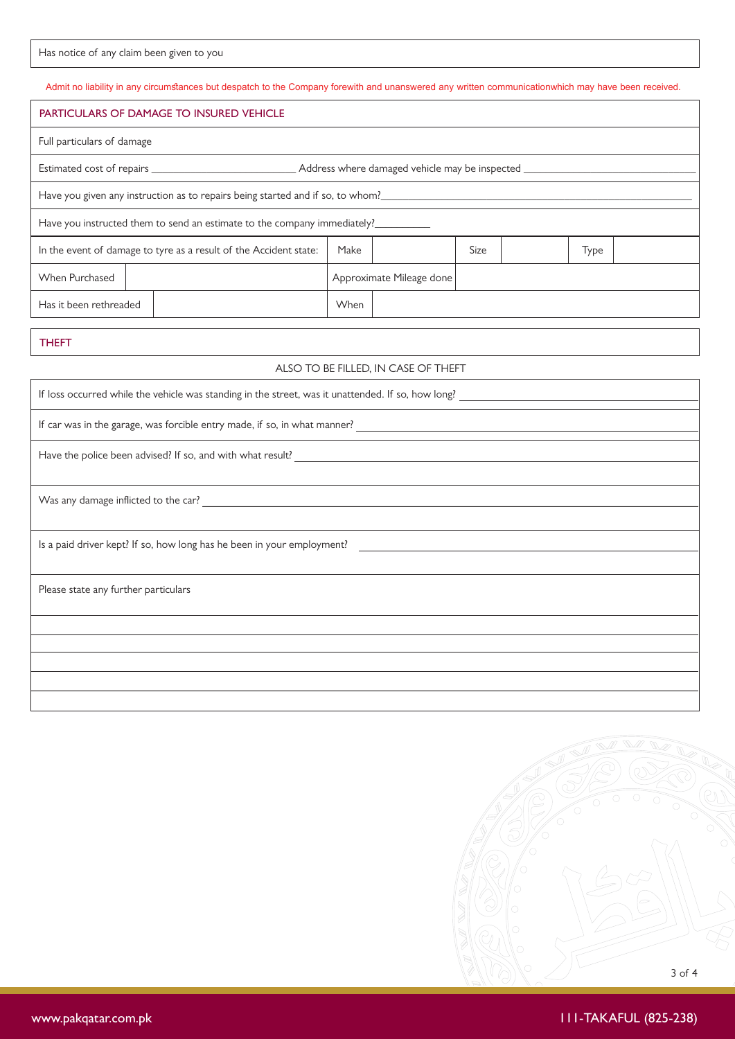Has notice of any claim been given to you

Admit no liability in any circumstances but despatch to the Company forewith and unanswered any written communicationwhich may have been received.

## PARTICULARS OF DAMAGE TO INSURED VEHICLE

Full particulars of damage

Estimated cost of repairs ____________________ Address where damaged vehicle may be inspected ____________________

Have you given any instruction as to repairs being started and if so, to whom? ____________________

Have you instructed them to send an estimate to the company immediately? __________

| In the event of damage to tyre as a result of the Accident state: | Make | | Size | | Type | |
|---|---|---|---|---|---|---|
| When Purchased | | Approximate Mileage done | | | | |
| Has it been rethreaded | | When | | | | |

## THEFT

ALSO TO BE FILLED, IN CASE OF THEFT

If loss occurred while the vehicle was standing in the street, was it unattended. If so, how long? ____________________

If car was in the garage, was forcible entry made, if so, in what manner? ____________________

Have the police been advised? If so, and with what result? ____________________

Was any damage inflicted to the car? ____________________

Is a paid driver kept? If so, how long has he been in your employment? ____________________

Please state any further particulars

www.pakqatar.com.pk

111-TAKAFUL (825-238)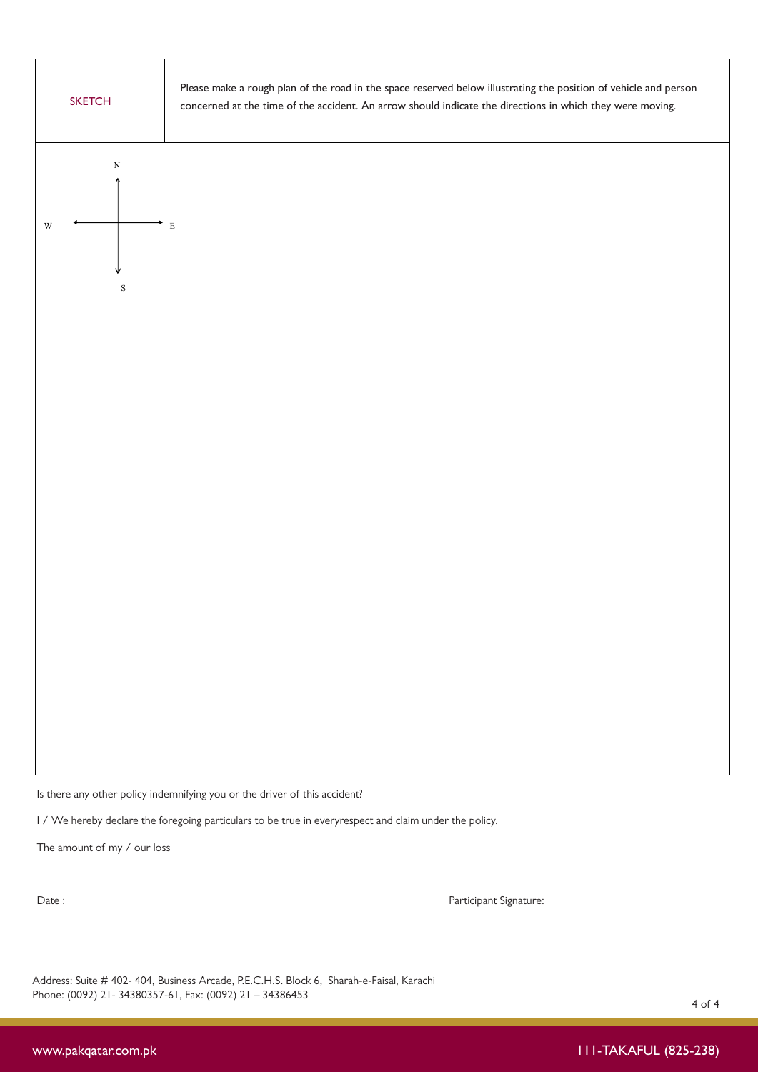| SKETCH | Please make a rough plan of the road in the space reserved below illustrating the position of vehicle and person concerned at the time of the accident. An arrow should indicate the directions in which they were moving. |
| --- | --- |

N

W E

S

Is there any other policy indemnifying you or the driver of this accident?

I / We hereby declare the foregoing particulars to be true in everyrespect and claim under the policy.

The amount of my / our loss

Date : ____________________________ Participant Signature: __________________________

Address: Suite # 402- 404, Business Arcade, P.E.C.H.S. Block 6, Sharah-e-Faisal, Karachi
Phone: (0092) 21- 34380357-61, Fax: (0092) 21 – 34386453

www.pakqatar.com.pk 111-TAKAFUL (825-238)